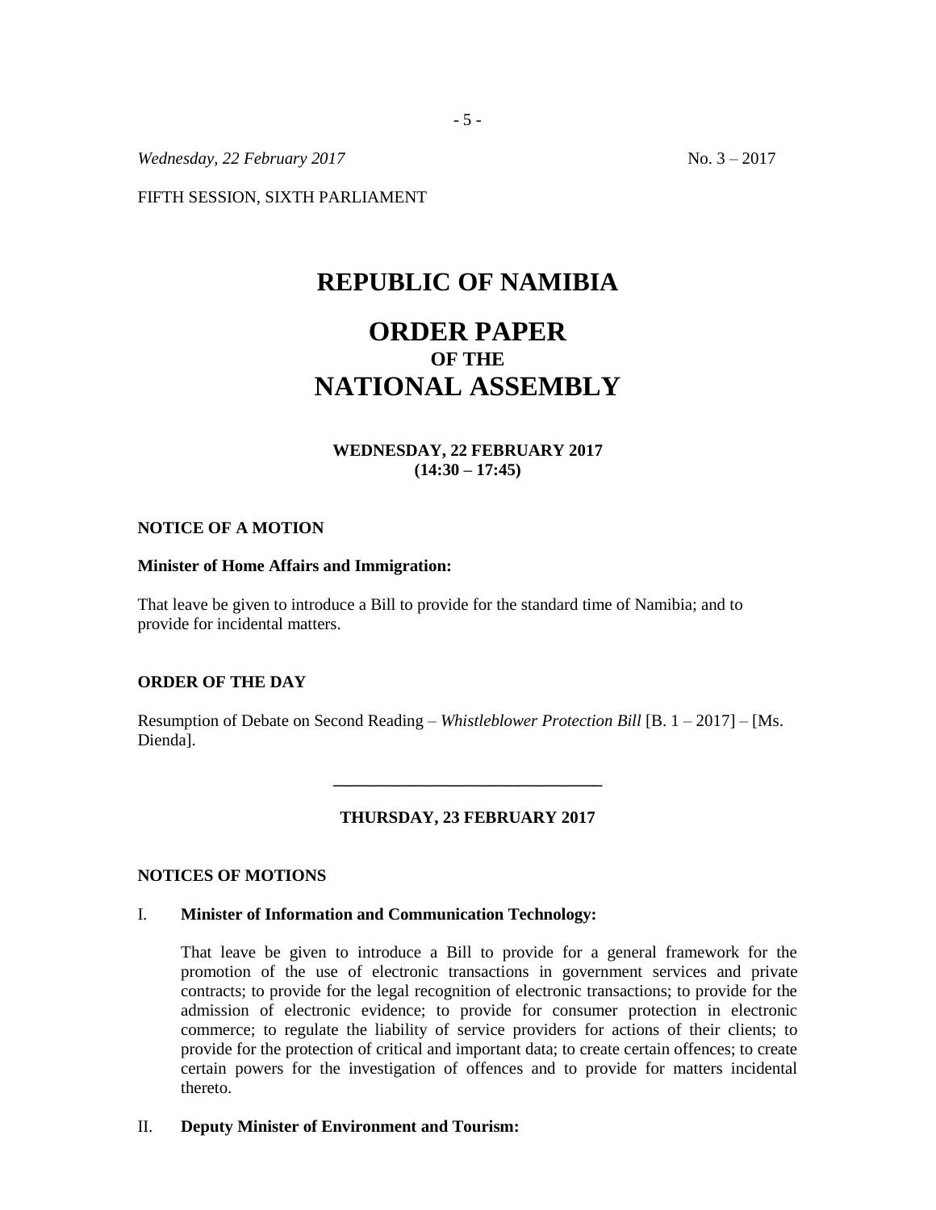*Wednesday, 22 February 2017* No. 3 – 2017

FIFTH SESSION, SIXTH PARLIAMENT

# REPUBLIC OF NAMIBIA

# ORDER PAPER
## OF THE
# NATIONAL ASSEMBLY

**WEDNESDAY, 22 FEBRUARY 2017**
**(14:30 – 17:45)**

**NOTICE OF A MOTION**

**Minister of Home Affairs and Immigration:**

That leave be given to introduce a Bill to provide for the standard time of Namibia; and to provide for incidental matters.

**ORDER OF THE DAY**

Resumption of Debate on Second Reading – *Whistleblower Protection Bill* [B. 1 – 2017] – [Ms. Dienda].

---

**THURSDAY, 23 FEBRUARY 2017**

**NOTICES OF MOTIONS**

I. **Minister of Information and Communication Technology:**

That leave be given to introduce a Bill to provide for a general framework for the promotion of the use of electronic transactions in government services and private contracts; to provide for the legal recognition of electronic transactions; to provide for the admission of electronic evidence; to provide for consumer protection in electronic commerce; to regulate the liability of service providers for actions of their clients; to provide for the protection of critical and important data; to create certain offences; to create certain powers for the investigation of offences and to provide for matters incidental thereto.

II. **Deputy Minister of Environment and Tourism:**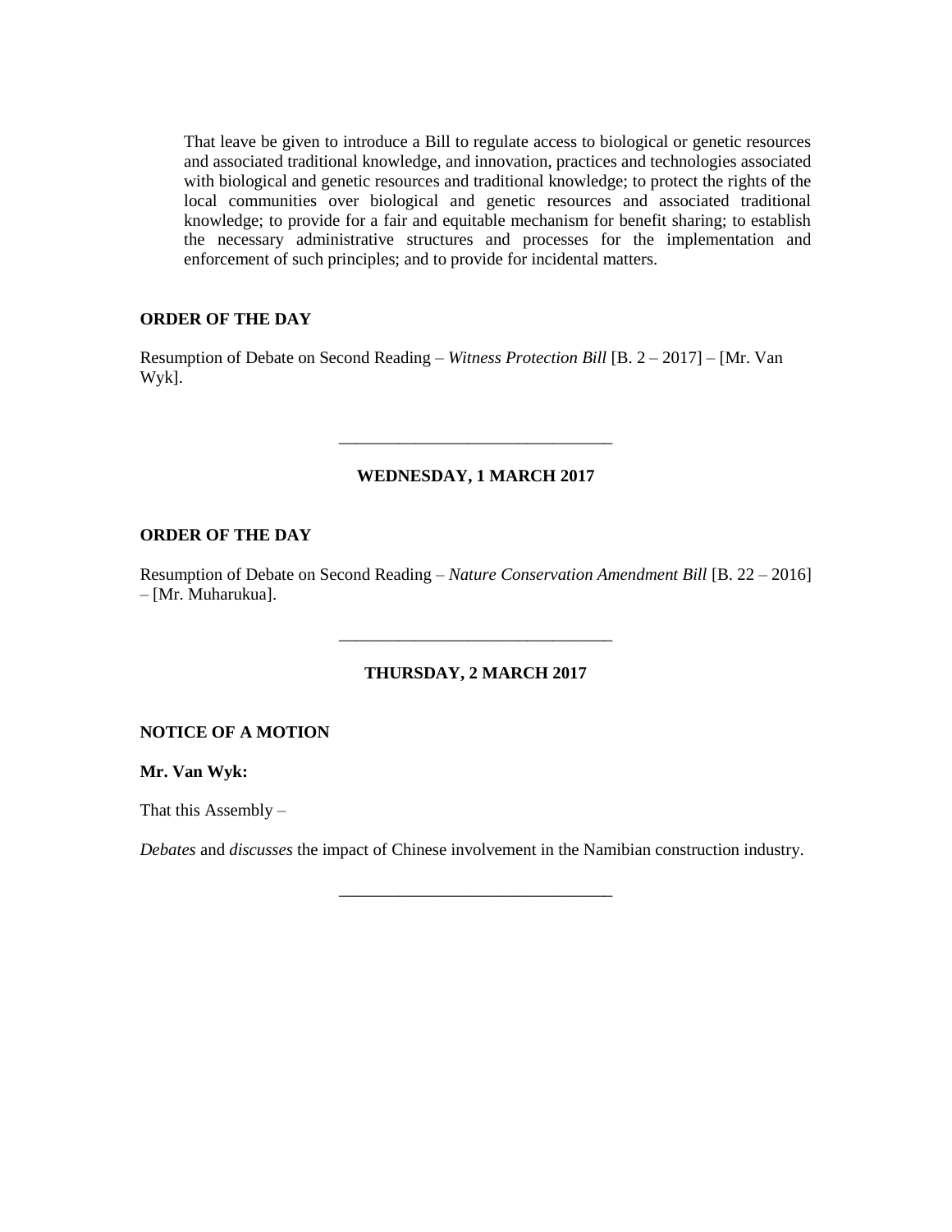That leave be given to introduce a Bill to regulate access to biological or genetic resources and associated traditional knowledge, and innovation, practices and technologies associated with biological and genetic resources and traditional knowledge; to protect the rights of the local communities over biological and genetic resources and associated traditional knowledge; to provide for a fair and equitable mechanism for benefit sharing; to establish the necessary administrative structures and processes for the implementation and enforcement of such principles; and to provide for incidental matters.

**ORDER OF THE DAY**

Resumption of Debate on Second Reading – *Witness Protection Bill* [B. 2 – 2017] – [Mr. Van Wyk].

---

**WEDNESDAY, 1 MARCH 2017**

**ORDER OF THE DAY**

Resumption of Debate on Second Reading – *Nature Conservation Amendment Bill* [B. 22 – 2016] – [Mr. Muharukua].

---

**THURSDAY, 2 MARCH 2017**

**NOTICE OF A MOTION**

**Mr. Van Wyk:**

That this Assembly –

*Debates* and *discusses* the impact of Chinese involvement in the Namibian construction industry.

---